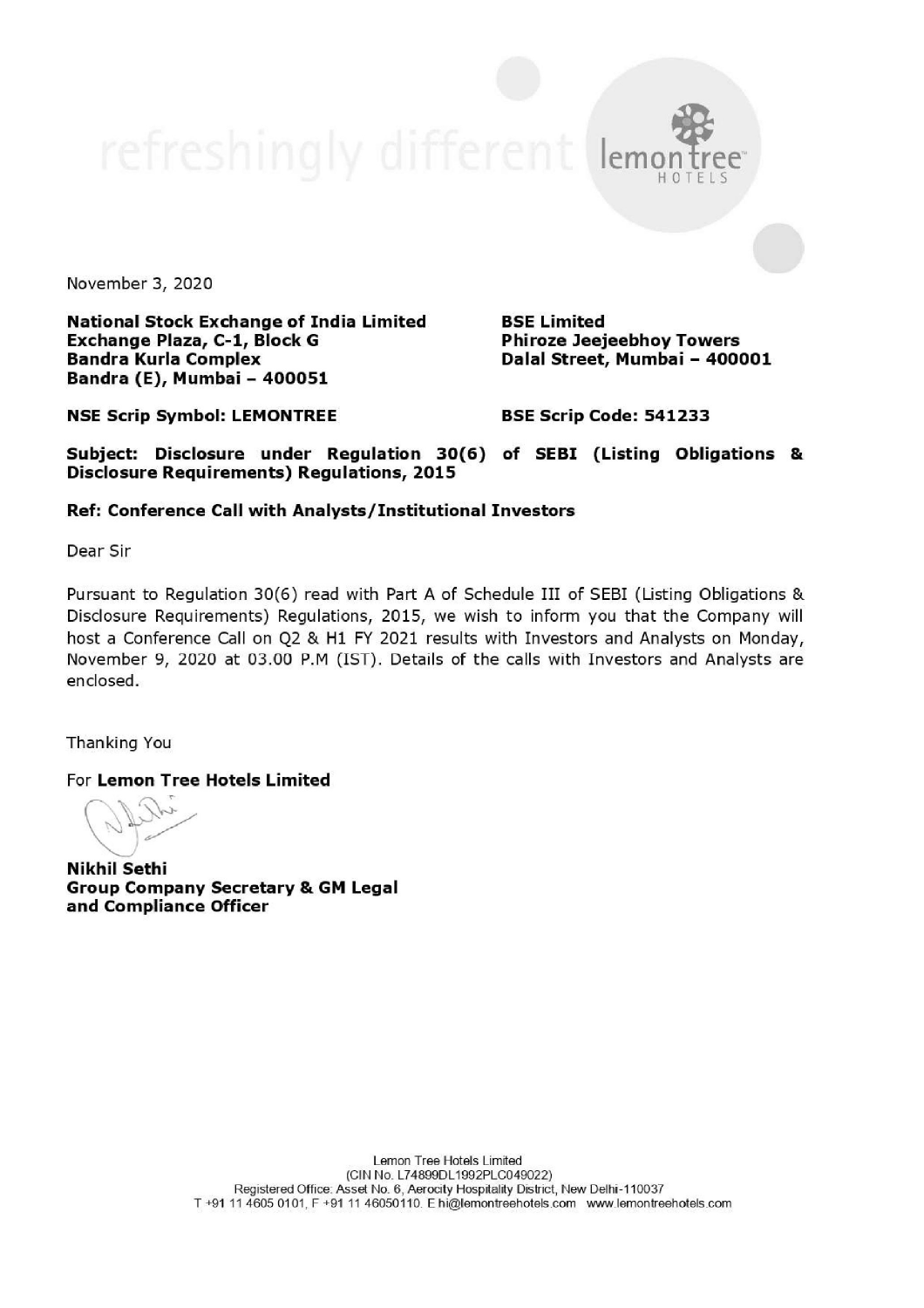November 3, 2020

**National Stock Exchange of India Limited**
**Exchange Plaza, C-1, Block G**
**Bandra Kurla Complex**
**Bandra (E), Mumbai – 400051**

**BSE Limited**
**Phiroze Jeejeebhoy Towers**
**Dalal Street, Mumbai – 400001**

**NSE Scrip Symbol: LEMONTREE**

**BSE Scrip Code: 541233**

**Subject: Disclosure under Regulation 30(6) of SEBI (Listing Obligations & Disclosure Requirements) Regulations, 2015**

**Ref: Conference Call with Analysts/Institutional Investors**

Dear Sir

Pursuant to Regulation 30(6) read with Part A of Schedule III of SEBI (Listing Obligations & Disclosure Requirements) Regulations, 2015, we wish to inform you that the Company will host a Conference Call on Q2 & H1 FY 2021 results with Investors and Analysts on Monday, November 9, 2020 at 03.00 P.M (IST). Details of the calls with Investors and Analysts are enclosed.

Thanking You

For **Lemon Tree Hotels Limited**

**Nikhil Sethi**
**Group Company Secretary & GM Legal and Compliance Officer**

Lemon Tree Hotels Limited
(CIN No. L74899DL1992PLC049022)
Registered Office: Asset No. 6, Aerocity Hospitality District, New Delhi-110037
T +91 11 4605 0101, F +91 11 46050110. E hi@lemontreehotels.com www.lemontreehotels.com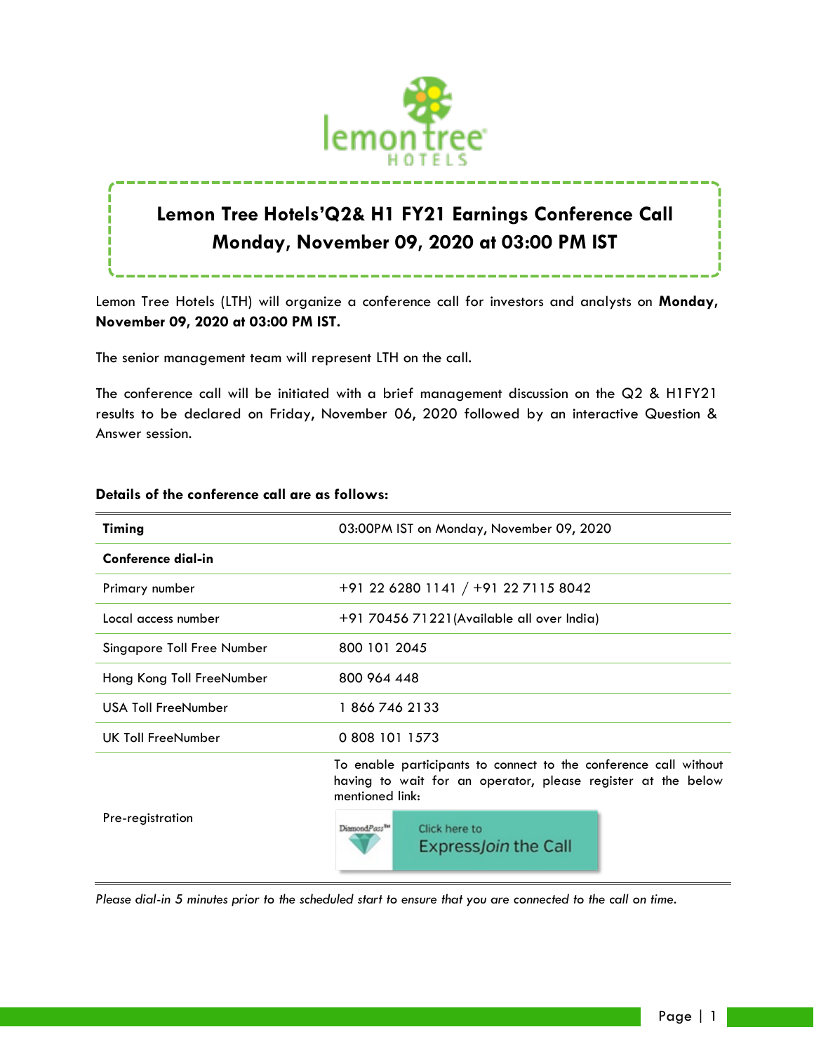## Lemon Tree Hotels'Q2& H1 FY21 Earnings Conference Call
## Monday, November 09, 2020 at 03:00 PM IST

Lemon Tree Hotels (LTH) will organize a conference call for investors and analysts on **Monday, November 09, 2020 at 03:00 PM IST.**

The senior management team will represent LTH on the call.

The conference call will be initiated with a brief management discussion on the Q2 & H1FY21 results to be declared on Friday, November 06, 2020 followed by an interactive Question & Answer session.

**Details of the conference call are as follows:**

| **Timing** | 03:00PM IST on Monday, November 09, 2020 |
|---|---|
| **Conference dial-in** | |
| Primary number | +91 22 6280 1141 / +91 22 7115 8042 |
| Local access number | +91 70456 71221(Available all over India) |
| Singapore Toll Free Number | 800 101 2045 |
| Hong Kong Toll FreeNumber | 800 964 448 |
| USA Toll FreeNumber | 1 866 746 2133 |
| UK Toll FreeNumber | 0 808 101 1573 |
| Pre-registration | To enable participants to connect to the conference call without having to wait for an operator, please register at the below mentioned link: DiamondPass™ Click here to ExpressJoin the Call |

*Please dial-in 5 minutes prior to the scheduled start to ensure that you are connected to the call on time.*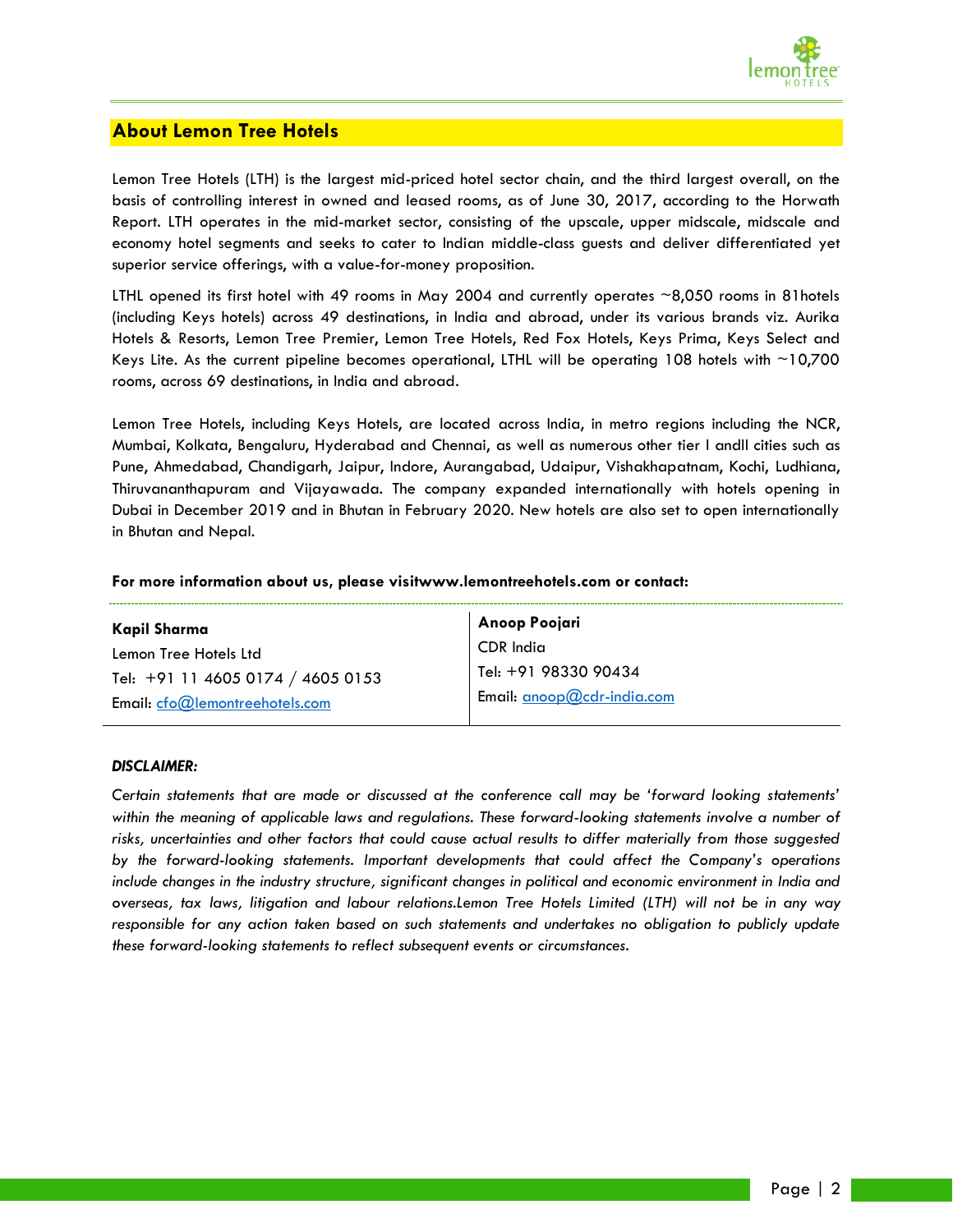## About Lemon Tree Hotels

Lemon Tree Hotels (LTH) is the largest mid-priced hotel sector chain, and the third largest overall, on the basis of controlling interest in owned and leased rooms, as of June 30, 2017, according to the Horwath Report. LTH operates in the mid-market sector, consisting of the upscale, upper midscale, midscale and economy hotel segments and seeks to cater to Indian middle-class guests and deliver differentiated yet superior service offerings, with a value-for-money proposition.

LTHL opened its first hotel with 49 rooms in May 2004 and currently operates ~8,050 rooms in 81hotels (including Keys hotels) across 49 destinations, in India and abroad, under its various brands viz. Aurika Hotels & Resorts, Lemon Tree Premier, Lemon Tree Hotels, Red Fox Hotels, Keys Prima, Keys Select and Keys Lite. As the current pipeline becomes operational, LTHL will be operating 108 hotels with ~10,700 rooms, across 69 destinations, in India and abroad.

Lemon Tree Hotels, including Keys Hotels, are located across India, in metro regions including the NCR, Mumbai, Kolkata, Bengaluru, Hyderabad and Chennai, as well as numerous other tier I andII cities such as Pune, Ahmedabad, Chandigarh, Jaipur, Indore, Aurangabad, Udaipur, Vishakhapatnam, Kochi, Ludhiana, Thiruvananthapuram and Vijayawada. The company expanded internationally with hotels opening in Dubai in December 2019 and in Bhutan in February 2020. New hotels are also set to open internationally in Bhutan and Nepal.

**For more information about us, please visitwww.lemontreehotels.com or contact:**

| | |
|---|---|
| **Kapil Sharma**<br>Lemon Tree Hotels Ltd<br>Tel: +91 11 4605 0174 / 4605 0153<br>Email: cfo@lemontreehotels.com | **Anoop Poojari**<br>CDR India<br>Tel: +91 98330 90434<br>Email: anoop@cdr-india.com |

***DISCLAIMER:***

*Certain statements that are made or discussed at the conference call may be 'forward looking statements' within the meaning of applicable laws and regulations. These forward-looking statements involve a number of risks, uncertainties and other factors that could cause actual results to differ materially from those suggested by the forward-looking statements. Important developments that could affect the Company's operations include changes in the industry structure, significant changes in political and economic environment in India and overseas, tax laws, litigation and labour relations.Lemon Tree Hotels Limited (LTH) will not be in any way responsible for any action taken based on such statements and undertakes no obligation to publicly update these forward-looking statements to reflect subsequent events or circumstances.*